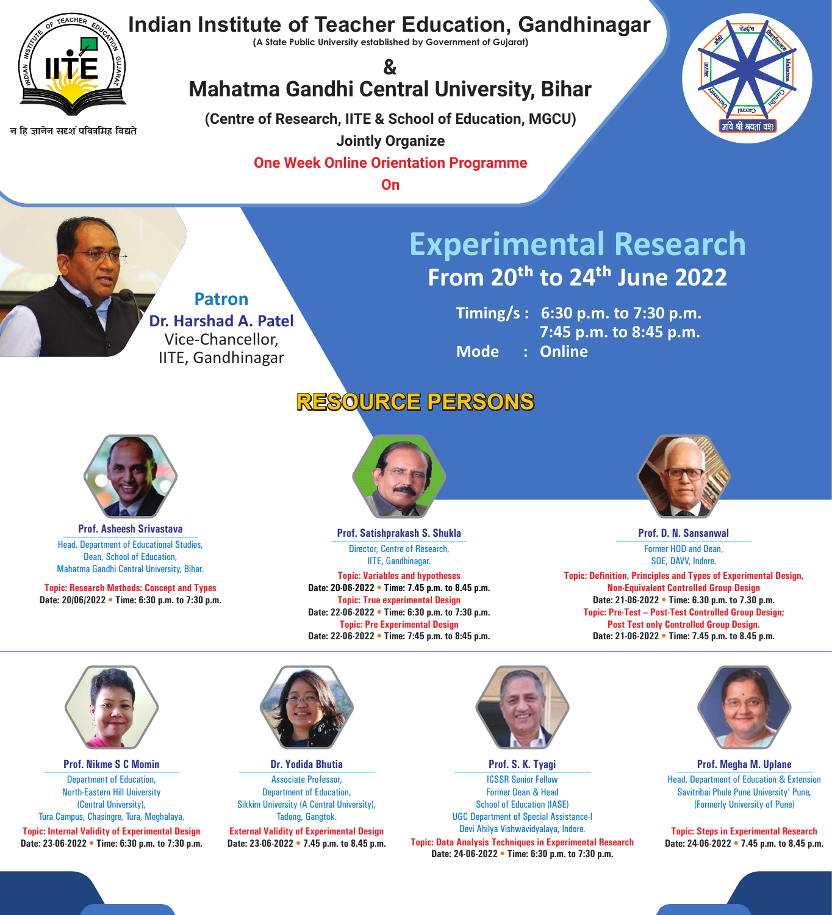न हि ज्ञानेन सदृशं पवित्रमिह विद्यते

# Indian Institute of Teacher Education, Gandhinagar

(A State Public University established by Government of Gujarat)

&

# Mahatma Gandhi Central University, Bihar

**(Centre of Research, IITE & School of Education, MGCU)**

**Jointly Organize**

**One Week Online Orientation Programme**

**On**

## Experimental Research

### From 20th to 24th June 2022

**Timing/s :** 6:30 p.m. to 7:30 p.m.
7:45 p.m. to 8:45 p.m.

**Mode :** Online

**Patron**
**Dr. Harshad A. Patel**
Vice-Chancellor,
IITE, Gandhinagar

## RESOURCE PERSONS

**Prof. Asheesh Srivastava**
Head, Department of Educational Studies,
Dean, School of Education,
Mahatma Gandhi Central University, Bihar.

**Topic: Research Methods: Concept and Types**
**Date: 20/06/2022 • Time: 6:30 p.m. to 7:30 p.m.**

**Prof. Satishprakash S. Shukla**
Director, Centre of Research,
IITE, Gandhinagar.

**Topic: Variables and hypotheses**
**Date: 20-06-2022 • Time: 7.45 p.m. to 8.45 p.m.**
**Topic: True experimental Design**
**Date: 22-06-2022 • Time: 6:30 p.m. to 7:30 p.m.**
**Topic: Pre Experimental Design**
**Date: 22-06-2022 • Time: 7:45 p.m. to 8:45 p.m.**

**Prof. D. N. Sansanwal**
Former HOD and Dean,
SOE, DAVV, Indore.

**Topic: Definition, Principles and Types of Experimental Design, Non-Equivalent Controlled Group Design**
**Date: 21-06-2022 • Time: 6.30 p.m. to 7.30 p.m.**
**Topic: Pre-Test – Post-Test Controlled Group Design; Post Test only Controlled Group Design.**
**Date: 21-06-2022 • Time: 7.45 p.m. to 8.45 p.m.**

**Prof. Nikme S C Momin**
Department of Education,
North-Eastern Hill University
(Central University),
Tura Campus, Chasingre, Tura, Meghalaya.

**Topic: Internal Validity of Experimental Design**
**Date: 23-06-2022 • Time: 6:30 p.m. to 7:30 p.m.**

**Dr. Yodida Bhutia**
Associate Professor,
Department of Education,
Sikkim University (A Central University),
Tadong, Gangtok.

**External Validity of Experimental Design**
**Date: 23-06-2022 • 7.45 p.m. to 8.45 p.m.**

**Prof. S. K. Tyagi**
ICSSR Senior Fellow
Former Dean & Head
School of Education (IASE)
UGC Department of Special Assistance-I
Devi Ahilya Vishwavidyalaya, Indore.

**Topic: Data Analysis Techniques in Experimental Research**
**Date: 24-06-2022 • Time: 6:30 p.m. to 7:30 p.m.**

**Prof. Megha M. Uplane**
Head, Department of Education & Extension
Savitribai Phule Pune University' Pune,
(Formerly University of Pune)

**Topic: Steps in Experimental Research**
**Date: 24-06-2022 • 7.45 p.m. to 8.45 p.m.**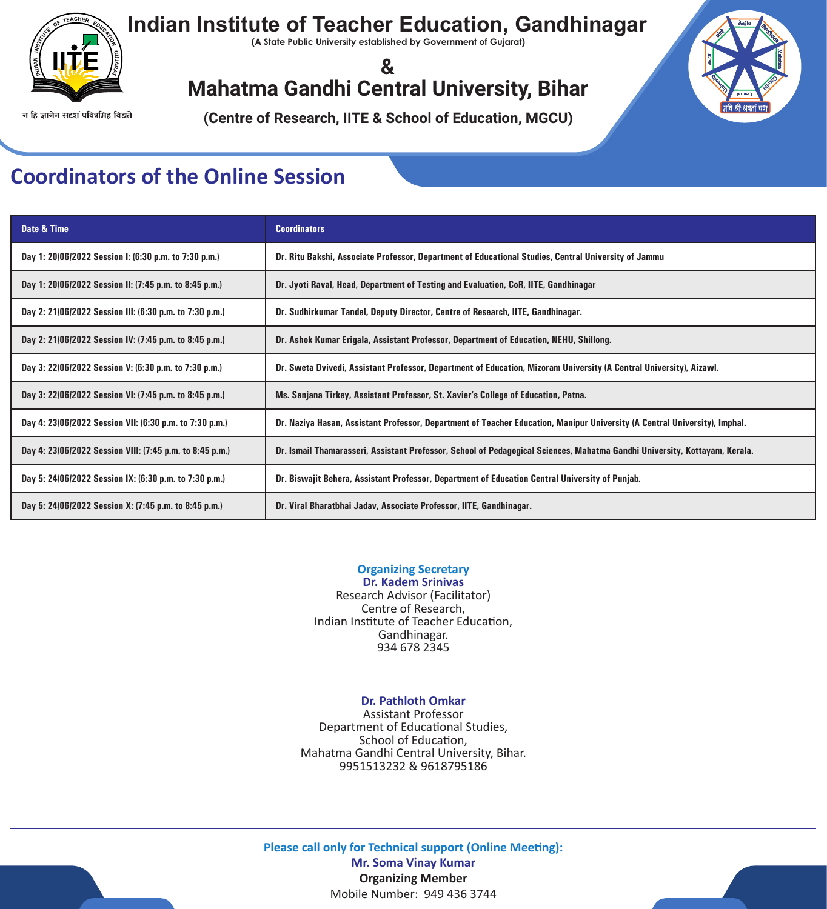# Indian Institute of Teacher Education, Gandhinagar

(A State Public University established by Government of Gujarat)

&

# Mahatma Gandhi Central University, Bihar

**(Centre of Research, IITE & School of Education, MGCU)**

न हि ज्ञानेन सदृशं पवित्रमिह विद्यते

## Coordinators of the Online Session

| Date & Time | Coordinators |
|---|---|
| Day 1: 20/06/2022 Session I: (6:30 p.m. to 7:30 p.m.) | Dr. Ritu Bakshi, Associate Professor, Department of Educational Studies, Central University of Jammu |
| Day 1: 20/06/2022 Session II: (7:45 p.m. to 8:45 p.m.) | Dr. Jyoti Raval, Head, Department of Testing and Evaluation, CoR, IITE, Gandhinagar |
| Day 2: 21/06/2022 Session III: (6:30 p.m. to 7:30 p.m.) | Dr. Sudhirkumar Tandel, Deputy Director, Centre of Research, IITE, Gandhinagar. |
| Day 2: 21/06/2022 Session IV: (7:45 p.m. to 8:45 p.m.) | Dr. Ashok Kumar Erigala, Assistant Professor, Department of Education, NEHU, Shillong. |
| Day 3: 22/06/2022 Session V: (6:30 p.m. to 7:30 p.m.) | Dr. Sweta Dvivedi, Assistant Professor, Department of Education, Mizoram University (A Central University), Aizawl. |
| Day 3: 22/06/2022 Session VI: (7:45 p.m. to 8:45 p.m.) | Ms. Sanjana Tirkey, Assistant Professor, St. Xavier's College of Education, Patna. |
| Day 4: 23/06/2022 Session VII: (6:30 p.m. to 7:30 p.m.) | Dr. Naziya Hasan, Assistant Professor, Department of Teacher Education, Manipur University (A Central University), Imphal. |
| Day 4: 23/06/2022 Session VIII: (7:45 p.m. to 8:45 p.m.) | Dr. Ismail Thamarasseri, Assistant Professor, School of Pedagogical Sciences, Mahatma Gandhi University, Kottayam, Kerala. |
| Day 5: 24/06/2022 Session IX: (6:30 p.m. to 7:30 p.m.) | Dr. Biswajit Behera, Assistant Professor, Department of Education Central University of Punjab. |
| Day 5: 24/06/2022 Session X: (7:45 p.m. to 8:45 p.m.) | Dr. Viral Bharatbhai Jadav, Associate Professor, IITE, Gandhinagar. |

**Organizing Secretary**
**Dr. Kadem Srinivas**
Research Advisor (Facilitator)
Centre of Research,
Indian Institute of Teacher Education,
Gandhinagar.
934 678 2345

**Dr. Pathloth Omkar**
Assistant Professor
Department of Educational Studies,
School of Education,
Mahatma Gandhi Central University, Bihar.
9951513232 & 9618795186

---

**Please call only for Technical support (Online Meeting):**
**Mr. Soma Vinay Kumar**
**Organizing Member**
Mobile Number: 949 436 3744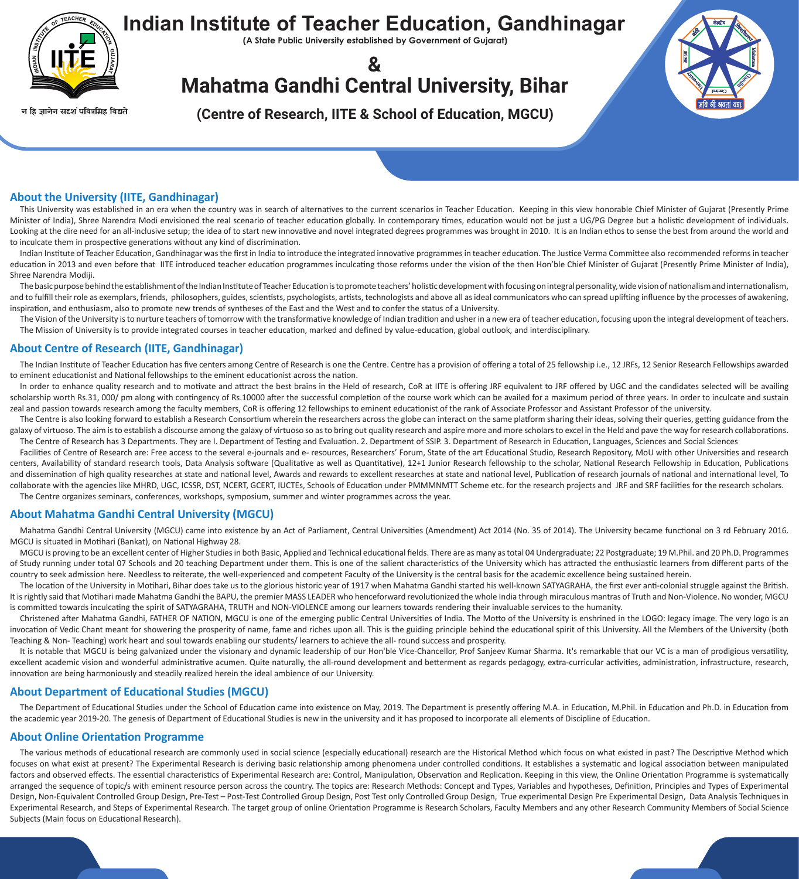# Indian Institute of Teacher Education, Gandhinagar

**(A State Public University established by Government of Gujarat)**

# &

# Mahatma Gandhi Central University, Bihar

**(Centre of Research, IITE & School of Education, MGCU)**

न हि ज्ञानेन सदृशं पवित्रमिह विद्यते

## About the University (IITE, Gandhinagar)

This University was established in an era when the country was in search of alternatives to the current scenarios in Teacher Education. Keeping in this view honorable Chief Minister of Gujarat (Presently Prime Minister of India), Shree Narendra Modi envisioned the real scenario of teacher education globally. In contemporary times, education would not be just a UG/PG Degree but a holistic development of individuals. Looking at the dire need for an all-inclusive setup; the idea of to start new innovative and novel integrated degrees programmes was brought in 2010. It is an Indian ethos to sense the best from around the world and to inculcate them in prospective generations without any kind of discrimination.

Indian Institute of Teacher Education, Gandhinagar was the first in India to introduce the integrated innovative programmes in teacher education. The Justice Verma Committee also recommended reforms in teacher education in 2013 and even before that IITE introduced teacher education programmes inculcating those reforms under the vision of the then Hon'ble Chief Minister of Gujarat (Presently Prime Minister of India), Shree Narendra Modiji.

The basic purpose behind the establishment of the Indian Institute of Teacher Education is to promote teachers' holistic development with focusing on integral personality, wide vision of nationalism and internationalism, and to fulfill their role as exemplars, friends, philosophers, guides, scientists, psychologists, artists, technologists and above all as ideal communicators who can spread uplifting influence by the processes of awakening, inspiration, and enthusiasm, also to promote new trends of syntheses of the East and the West and to confer the status of a University.

The Vision of the University is to nurture teachers of tomorrow with the transformative knowledge of Indian tradition and usher in a new era of teacher education, focusing upon the integral development of teachers. The Mission of University is to provide integrated courses in teacher education, marked and defined by value-education, global outlook, and interdisciplinary.

## About Centre of Research (IITE, Gandhinagar)

The Indian Institute of Teacher Education has five centers among Centre of Research is one the Centre. Centre has a provision of offering a total of 25 fellowship i.e., 12 JRFs, 12 Senior Research Fellowships awarded to eminent educationist and National fellowships to the eminent educationist across the nation.

In order to enhance quality research and to motivate and attract the best brains in the Held of research, CoR at IITE is offering JRF equivalent to JRF offered by UGC and the candidates selected will be availing scholarship worth Rs.31, 000/ pm along with contingency of Rs.10000 after the successful completion of the course work which can be availed for a maximum period of three years. In order to inculcate and sustain zeal and passion towards research among the faculty members, CoR is offering 12 fellowships to eminent educationist of the rank of Associate Professor and Assistant Professor of the university.

The Centre is also looking forward to establish a Research Consortium wherein the researchers across the globe can interact on the same platform sharing their ideas, solving their queries, getting guidance from the galaxy of virtuoso. The aim is to establish a discourse among the galaxy of virtuoso so as to bring out quality research and aspire more and more scholars to excel in the Held and pave the way for research collaborations.

The Centre of Research has 3 Departments. They are I. Department of Testing and Evaluation. 2. Department of SSIP. 3. Department of Research in Education, Languages, Sciences and Social Sciences

Facilities of Centre of Research are: Free access to the several e-journals and e- resources, Researchers' Forum, State of the art Educational Studio, Research Repository, MoU with other Universities and research centers, Availability of standard research tools, Data Analysis software (Qualitative as well as Quantitative), 12+1 Junior Research fellowship to the scholar, National Research Fellowship in Education, Publications and dissemination of high quality researches at state and national level, Awards and rewards to excellent researches at state and national level, Publication of research journals of national and international level, To collaborate with the agencies like MHRD, UGC, ICSSR, DST, NCERT, GCERT, IUCTEs, Schools of Education under PMMMNMTT Scheme etc. for the research projects and JRF and SRF facilities for the research scholars.

The Centre organizes seminars, conferences, workshops, symposium, summer and winter programmes across the year.

## About Mahatma Gandhi Central University (MGCU)

Mahatma Gandhi Central University (MGCU) came into existence by an Act of Parliament, Central Universities (Amendment) Act 2014 (No. 35 of 2014). The University became functional on 3 rd February 2016. MGCU is situated in Motihari (Bankat), on National Highway 28.

MGCU is proving to be an excellent center of Higher Studies in both Basic, Applied and Technical educational fields. There are as many as total 04 Undergraduate; 22 Postgraduate; 19 M.Phil. and 20 Ph.D. Programmes of Study running under total 07 Schools and 20 teaching Department under them. This is one of the salient characteristics of the University which has attracted the enthusiastic learners from different parts of the country to seek admission here. Needless to reiterate, the well-experienced and competent Faculty of the University is the central basis for the academic excellence being sustained herein.

The location of the University in Motihari, Bihar does take us to the glorious historic year of 1917 when Mahatma Gandhi started his well-known SATYAGRAHA, the first ever anti-colonial struggle against the British. It is rightly said that Motihari made Mahatma Gandhi the BAPU, the premier MASS LEADER who henceforward revolutionized the whole India through miraculous mantras of Truth and Non-Violence. No wonder, MGCU is committed towards inculcating the spirit of SATYAGRAHA, TRUTH and NON-VIOLENCE among our learners towards rendering their invaluable services to the humanity.

Christened after Mahatma Gandhi, FATHER OF NATION, MGCU is one of the emerging public Central Universities of India. The Motto of the University is enshrined in the LOGO: legacy image. The very logo is an invocation of Vedic Chant meant for showering the prosperity of name, fame and riches upon all. This is the guiding principle behind the educational spirit of this University. All the Members of the University (both Teaching & Non- Teaching) work heart and soul towards enabling our students/ learners to achieve the all- round success and prosperity.

It is notable that MGCU is being galvanized under the visionary and dynamic leadership of our Hon'ble Vice-Chancellor, Prof Sanjeev Kumar Sharma. It's remarkable that our VC is a man of prodigious versatility, excellent academic vision and wonderful administrative acumen. Quite naturally, the all-round development and betterment as regards pedagogy, extra-curricular activities, administration, infrastructure, research, innovation are being harmoniously and steadily realized herein the ideal ambience of our University.

## About Department of Educational Studies (MGCU)

The Department of Educational Studies under the School of Education came into existence on May, 2019. The Department is presently offering M.A. in Education, M.Phil. in Education and Ph.D. in Education from the academic year 2019-20. The genesis of Department of Educational Studies is new in the university and it has proposed to incorporate all elements of Discipline of Education.

## About Online Orientation Programme

The various methods of educational research are commonly used in social science (especially educational) research are the Historical Method which focus on what existed in past? The Descriptive Method which focuses on what exist at present? The Experimental Research is deriving basic relationship among phenomena under controlled conditions. It establishes a systematic and logical association between manipulated factors and observed effects. The essential characteristics of Experimental Research are: Control, Manipulation, Observation and Replication. Keeping in this view, the Online Orientation Programme is systematically arranged the sequence of topic/s with eminent resource person across the country. The topics are: Research Methods: Concept and Types, Variables and hypotheses, Definition, Principles and Types of Experimental Design, Non-Equivalent Controlled Group Design, Pre-Test – Post-Test Controlled Group Design, Post Test only Controlled Group Design, True experimental Design Pre Experimental Design, Data Analysis Techniques in Experimental Research, and Steps of Experimental Research. The target group of online Orientation Programme is Research Scholars, Faculty Members and any other Research Community Members of Social Science Subjects (Main focus on Educational Research).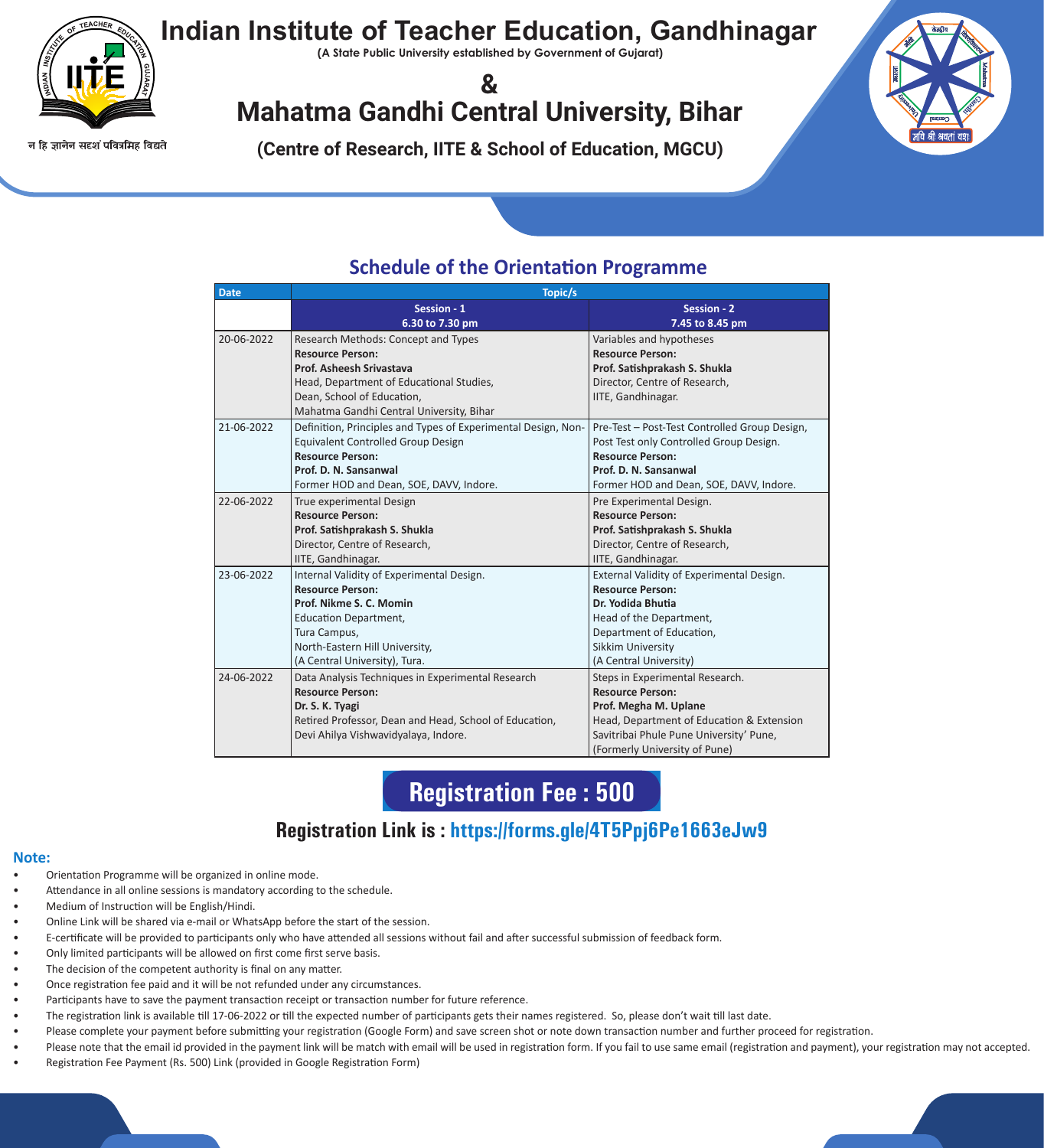# Indian Institute of Teacher Education, Gandhinagar

**(A State Public University established by Government of Gujarat)**

**&**

# Mahatma Gandhi Central University, Bihar

**(Centre of Research, IITE & School of Education, MGCU)**

न हि ज्ञानेन सदृशं पवित्रमिह विद्यते

## Schedule of the Orientation Programme

| Date | Topic/s | |
|---|---|---|
| | **Session - 1**<br>**6.30 to 7.30 pm** | **Session - 2**<br>**7.45 to 8.45 pm** |
| 20-06-2022 | Research Methods: Concept and Types<br>**Resource Person:**<br>**Prof. Asheesh Srivastava**<br>Head, Department of Educational Studies,<br>Dean, School of Education,<br>Mahatma Gandhi Central University, Bihar | Variables and hypotheses<br>**Resource Person:**<br>**Prof. Satishprakash S. Shukla**<br>Director, Centre of Research,<br>IITE, Gandhinagar. |
| 21-06-2022 | Definition, Principles and Types of Experimental Design, Non-Equivalent Controlled Group Design<br>**Resource Person:**<br>**Prof. D. N. Sansanwal**<br>Former HOD and Dean, SOE, DAVV, Indore. | Pre-Test – Post-Test Controlled Group Design, Post Test only Controlled Group Design.<br>**Resource Person:**<br>**Prof. D. N. Sansanwal**<br>Former HOD and Dean, SOE, DAVV, Indore. |
| 22-06-2022 | True experimental Design<br>**Resource Person:**<br>**Prof. Satishprakash S. Shukla**<br>Director, Centre of Research,<br>IITE, Gandhinagar. | Pre Experimental Design.<br>**Resource Person:**<br>**Prof. Satishprakash S. Shukla**<br>Director, Centre of Research,<br>IITE, Gandhinagar. |
| 23-06-2022 | Internal Validity of Experimental Design.<br>**Resource Person:**<br>**Prof. Nikme S. C. Momin**<br>Education Department,<br>Tura Campus,<br>North-Eastern Hill University,<br>(A Central University), Tura. | External Validity of Experimental Design.<br>**Resource Person:**<br>**Dr. Yodida Bhutia**<br>Head of the Department,<br>Department of Education,<br>Sikkim University<br>(A Central University) |
| 24-06-2022 | Data Analysis Techniques in Experimental Research<br>**Resource Person:**<br>**Dr. S. K. Tyagi**<br>Retired Professor, Dean and Head, School of Education,<br>Devi Ahilya Vishwavidyalaya, Indore. | Steps in Experimental Research.<br>**Resource Person:**<br>**Prof. Megha M. Uplane**<br>Head, Department of Education & Extension<br>Savitribai Phule Pune University' Pune,<br>(Formerly University of Pune) |

## Registration Fee : 500

### Registration Link is : https://forms.gle/4T5Ppj6Pe1663eJw9

**Note:**

- Orientation Programme will be organized in online mode.
- Attendance in all online sessions is mandatory according to the schedule.
- Medium of Instruction will be English/Hindi.
- Online Link will be shared via e-mail or WhatsApp before the start of the session.
- E-certificate will be provided to participants only who have attended all sessions without fail and after successful submission of feedback form.
- Only limited participants will be allowed on first come first serve basis.
- The decision of the competent authority is final on any matter.
- Once registration fee paid and it will be not refunded under any circumstances.
- Participants have to save the payment transaction receipt or transaction number for future reference.
- The registration link is available till 17-06-2022 or till the expected number of participants gets their names registered. So, please don't wait till last date.
- Please complete your payment before submitting your registration (Google Form) and save screen shot or note down transaction number and further proceed for registration.
- Please note that the email id provided in the payment link will be match with email will be used in registration form. If you fail to use same email (registration and payment), your registration may not accepted.
- Registration Fee Payment (Rs. 500) Link (provided in Google Registration Form)